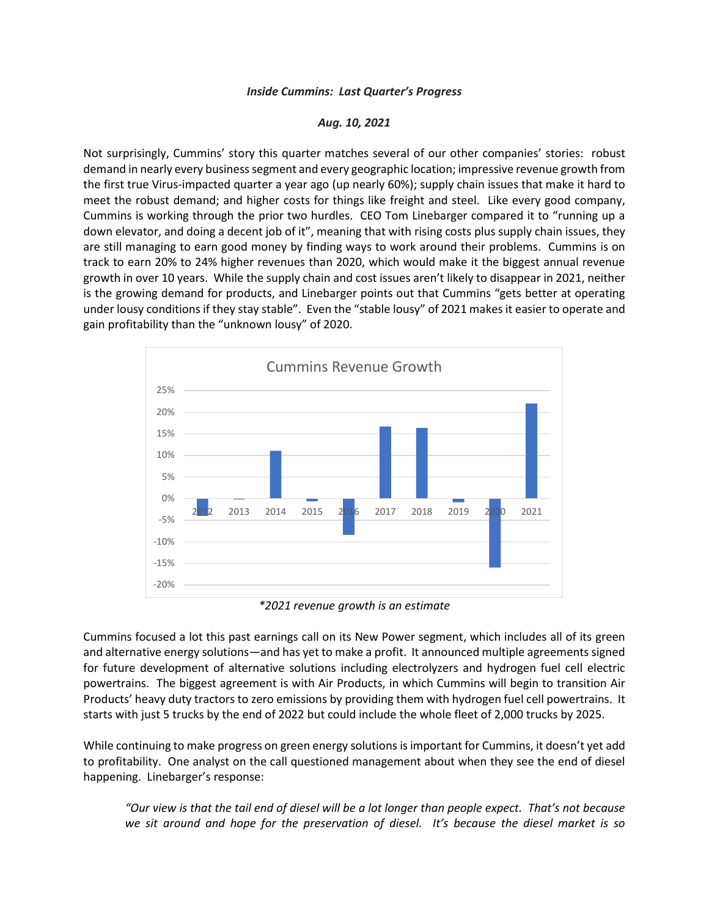***Inside Cummins: Last Quarter's Progress***

***Aug. 10, 2021***

Not surprisingly, Cummins' story this quarter matches several of our other companies' stories: robust demand in nearly every business segment and every geographic location; impressive revenue growth from the first true Virus-impacted quarter a year ago (up nearly 60%); supply chain issues that make it hard to meet the robust demand; and higher costs for things like freight and steel. Like every good company, Cummins is working through the prior two hurdles. CEO Tom Linebarger compared it to "running up a down elevator, and doing a decent job of it", meaning that with rising costs plus supply chain issues, they are still managing to earn good money by finding ways to work around their problems. Cummins is on track to earn 20% to 24% higher revenues than 2020, which would make it the biggest annual revenue growth in over 10 years. While the supply chain and cost issues aren't likely to disappear in 2021, neither is the growing demand for products, and Linebarger points out that Cummins "gets better at operating under lousy conditions if they stay stable". Even the "stable lousy" of 2021 makes it easier to operate and gain profitability than the "unknown lousy" of 2020.

Cummins Revenue Growth

*\*2021 revenue growth is an estimate*

Cummins focused a lot this past earnings call on its New Power segment, which includes all of its green and alternative energy solutions—and has yet to make a profit. It announced multiple agreements signed for future development of alternative solutions including electrolyzers and hydrogen fuel cell electric powertrains. The biggest agreement is with Air Products, in which Cummins will begin to transition Air Products' heavy duty tractors to zero emissions by providing them with hydrogen fuel cell powertrains. It starts with just 5 trucks by the end of 2022 but could include the whole fleet of 2,000 trucks by 2025.

While continuing to make progress on green energy solutions is important for Cummins, it doesn't yet add to profitability. One analyst on the call questioned management about when they see the end of diesel happening. Linebarger's response:

> *"Our view is that the tail end of diesel will be a lot longer than people expect. That's not because we sit around and hope for the preservation of diesel. It's because the diesel market is so*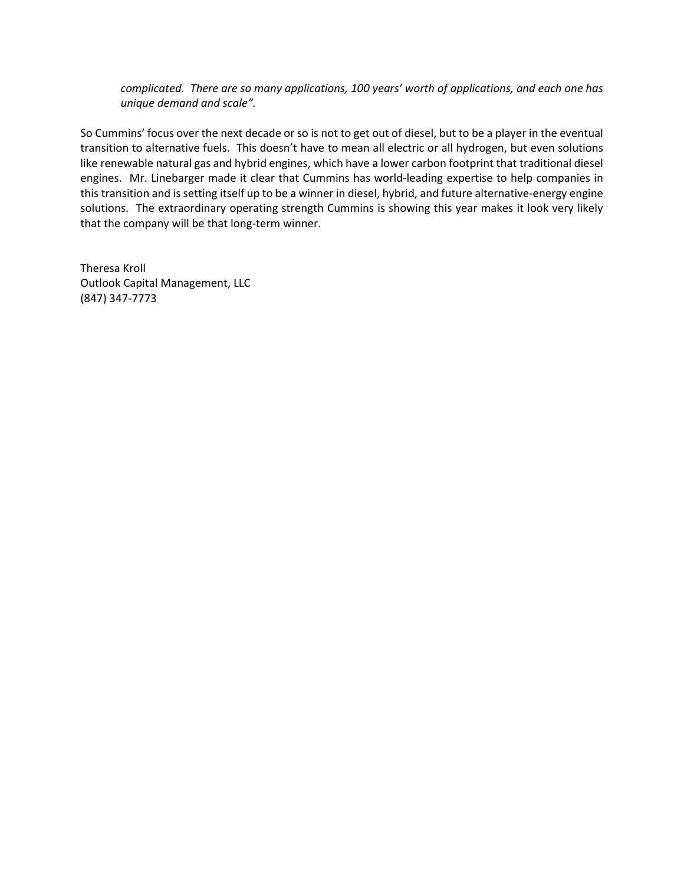*complicated. There are so many applications, 100 years' worth of applications, and each one has unique demand and scale".*

So Cummins' focus over the next decade or so is not to get out of diesel, but to be a player in the eventual transition to alternative fuels. This doesn't have to mean all electric or all hydrogen, but even solutions like renewable natural gas and hybrid engines, which have a lower carbon footprint that traditional diesel engines. Mr. Linebarger made it clear that Cummins has world-leading expertise to help companies in this transition and is setting itself up to be a winner in diesel, hybrid, and future alternative-energy engine solutions. The extraordinary operating strength Cummins is showing this year makes it look very likely that the company will be that long-term winner.

Theresa Kroll
Outlook Capital Management, LLC
(847) 347-7773